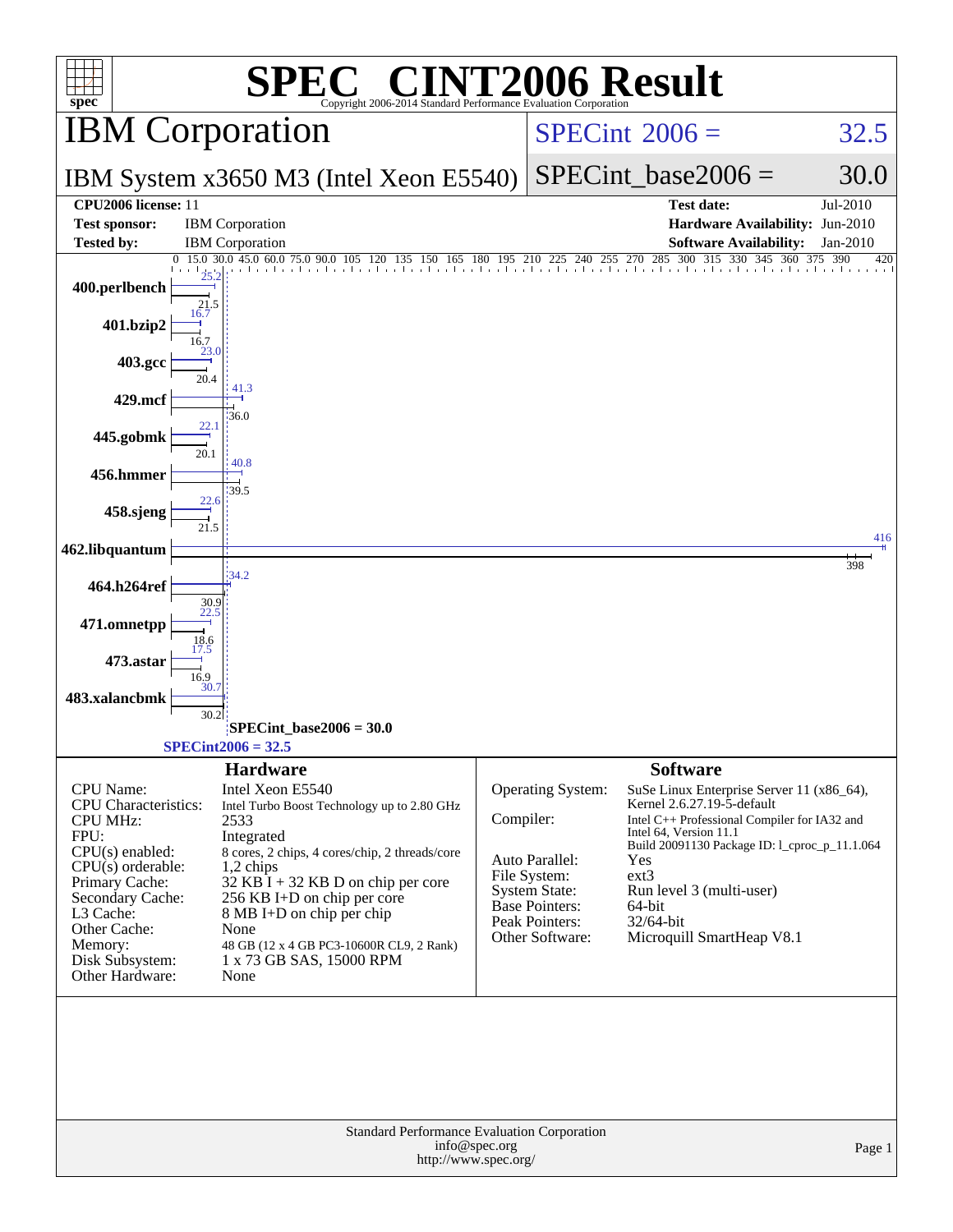# SPEC CINT2006 Result

Copyright 2006-2014 Standard Performance Evaluation Corporation

## IBM Corporation

**IBM System x3650 M3 (Intel Xeon E5540)**

SPECint 2006 = 32.5

SPECint_base2006 = 30.0

| | | | |
|---|---|---|---|
| **CPU2006 license:** | 11 | **Test date:** | Jul-2010 |
| **Test sponsor:** | IBM Corporation | **Hardware Availability:** | Jun-2010 |
| **Tested by:** | IBM Corporation | **Software Availability:** | Jan-2010 |

| Benchmark | Peak | Base |
|---|---|---|
| 400.perlbench | 25.2 | 21.5 |
| 401.bzip2 | 16.7 | 16.7 |
| 403.gcc | 23.0 | 20.4 |
| 429.mcf | 41.3 | 36.0 |
| 445.gobmk | 22.1 | 20.1 |
| 456.hmmer | 40.8 | 39.5 |
| 458.sjeng | 22.6 | 21.5 |
| 462.libquantum | 416 | 398 |
| 464.h264ref | 34.2 | 30.9 |
| 471.omnetpp | 22.5 | 18.6 |
| 473.astar | 17.5 | 16.9 |
| 483.xalancbmk | 30.7 | 30.2 |

SPECint_base2006 = 30.0

SPECint2006 = 32.5

### Hardware

| | |
|---|---|
| CPU Name: | Intel Xeon E5540 |
| CPU Characteristics: | Intel Turbo Boost Technology up to 2.80 GHz |
| CPU MHz: | 2533 |
| FPU: | Integrated |
| CPU(s) enabled: | 8 cores, 2 chips, 4 cores/chip, 2 threads/core |
| CPU(s) orderable: | 1,2 chips |
| Primary Cache: | 32 KB I + 32 KB D on chip per core |
| Secondary Cache: | 256 KB I+D on chip per core |
| L3 Cache: | 8 MB I+D on chip per chip |
| Other Cache: | None |
| Memory: | 48 GB (12 x 4 GB PC3-10600R CL9, 2 Rank) |
| Disk Subsystem: | 1 x 73 GB SAS, 15000 RPM |
| Other Hardware: | None |

### Software

| | |
|---|---|
| Operating System: | SuSe Linux Enterprise Server 11 (x86_64), Kernel 2.6.27.19-5-default |
| Compiler: | Intel C++ Professional Compiler for IA32 and Intel 64, Version 11.1 Build 20091130 Package ID: l_cproc_p_11.1.064 |
| Auto Parallel: | Yes |
| File System: | ext3 |
| System State: | Run level 3 (multi-user) |
| Base Pointers: | 64-bit |
| Peak Pointers: | 32/64-bit |
| Other Software: | Microquill SmartHeap V8.1 |

Standard Performance Evaluation Corporation
info@spec.org
http://www.spec.org/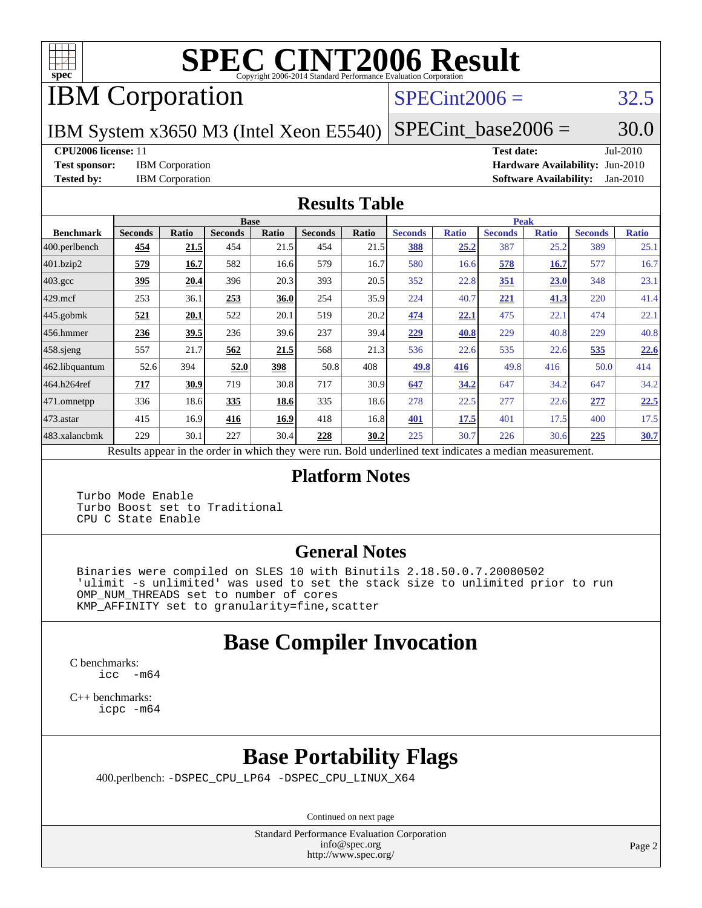# SPEC CINT2006 Result

Copyright 2006-2014 Standard Performance Evaluation Corporation

## IBM Corporation

IBM System x3650 M3 (Intel Xeon E5540)

SPECint2006 = 32.5

SPECint_base2006 = 30.0

**CPU2006 license:** 11
**Test sponsor:** IBM Corporation
**Tested by:** IBM Corporation
**Test date:** Jul-2010
**Hardware Availability:** Jun-2010
**Software Availability:** Jan-2010

## Results Table

| | Base | | | | | | Peak | | | | | |
|---|---|---|---|---|---|---|---|---|---|---|---|---|
| **Benchmark** | **Seconds** | **Ratio** | **Seconds** | **Ratio** | **Seconds** | **Ratio** | **Seconds** | **Ratio** | **Seconds** | **Ratio** | **Seconds** | **Ratio** |
| 400.perlbench | **454** | **21.5** | 454 | 21.5 | 454 | 21.5 | **388** | **25.2** | 387 | 25.2 | 389 | 25.1 |
| 401.bzip2 | **579** | **16.7** | 582 | 16.6 | 579 | 16.7 | 580 | 16.6 | **578** | **16.7** | 577 | 16.7 |
| 403.gcc | **395** | **20.4** | 396 | 20.3 | 393 | 20.5 | 352 | 22.8 | **351** | **23.0** | 348 | 23.1 |
| 429.mcf | 253 | 36.1 | **253** | **36.0** | 254 | 35.9 | 224 | 40.7 | **221** | **41.3** | 220 | 41.4 |
| 445.gobmk | **521** | **20.1** | 522 | 20.1 | 519 | 20.2 | **474** | **22.1** | 475 | 22.1 | 474 | 22.1 |
| 456.hmmer | **236** | **39.5** | 236 | 39.6 | 237 | 39.4 | **229** | **40.8** | 229 | 40.8 | 229 | 40.8 |
| 458.sjeng | 557 | 21.7 | **562** | **21.5** | 568 | 21.3 | 536 | 22.6 | 535 | 22.6 | **535** | **22.6** |
| 462.libquantum | 52.6 | 394 | **52.0** | **398** | 50.8 | 408 | **49.8** | **416** | 49.8 | 416 | 50.0 | 414 |
| 464.h264ref | **717** | **30.9** | 719 | 30.8 | 717 | 30.9 | **647** | **34.2** | 647 | 34.2 | 647 | 34.2 |
| 471.omnetpp | 336 | 18.6 | **335** | **18.6** | 335 | 18.6 | 278 | 22.5 | 277 | 22.6 | **277** | **22.5** |
| 473.astar | 415 | 16.9 | **416** | **16.9** | 418 | 16.8 | **401** | **17.5** | 401 | 17.5 | 400 | 17.5 |
| 483.xalancbmk | 229 | 30.1 | 227 | 30.4 | **228** | **30.2** | 225 | 30.7 | 226 | 30.6 | **225** | **30.7** |

Results appear in the order in which they were run. Bold underlined text indicates a median measurement.

## Platform Notes

```
Turbo Mode Enable
Turbo Boost set to Traditional
CPU C State Enable
```

## General Notes

```
Binaries were compiled on SLES 10 with Binutils 2.18.50.0.7.20080502
'ulimit -s unlimited' was used to set the stack size to unlimited prior to run
OMP_NUM_THREADS set to number of cores
KMP_AFFINITY set to granularity=fine,scatter
```

## Base Compiler Invocation

C benchmarks:
```
icc  -m64
```

C++ benchmarks:
```
icpc -m64
```

## Base Portability Flags

400.perlbench: `-DSPEC_CPU_LP64 -DSPEC_CPU_LINUX_X64`

Continued on next page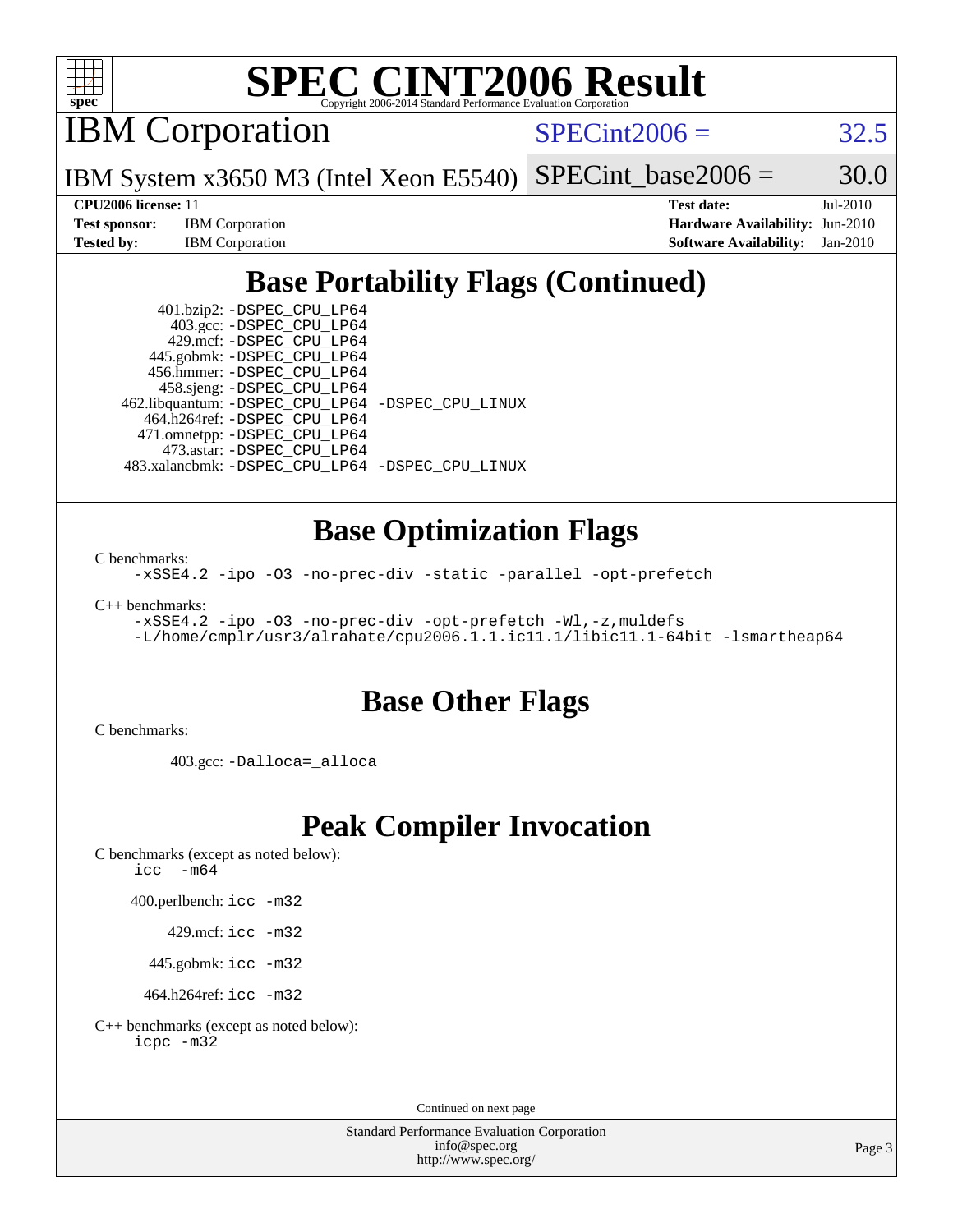# SPEC CINT2006 Result

Copyright 2006-2014 Standard Performance Evaluation Corporation

## IBM Corporation

IBM System x3650 M3 (Intel Xeon E5540)

SPECint2006 = 32.5

SPECint_base2006 = 30.0

**CPU2006 license:** 11
**Test sponsor:** IBM Corporation
**Tested by:** IBM Corporation

**Test date:** Jul-2010
**Hardware Availability:** Jun-2010
**Software Availability:** Jan-2010

## Base Portability Flags (Continued)

401.bzip2: `-DSPEC_CPU_LP64`
403.gcc: `-DSPEC_CPU_LP64`
429.mcf: `-DSPEC_CPU_LP64`
445.gobmk: `-DSPEC_CPU_LP64`
456.hmmer: `-DSPEC_CPU_LP64`
458.sjeng: `-DSPEC_CPU_LP64`
462.libquantum: `-DSPEC_CPU_LP64 -DSPEC_CPU_LINUX`
464.h264ref: `-DSPEC_CPU_LP64`
471.omnetpp: `-DSPEC_CPU_LP64`
473.astar: `-DSPEC_CPU_LP64`
483.xalancbmk: `-DSPEC_CPU_LP64 -DSPEC_CPU_LINUX`

## Base Optimization Flags

C benchmarks:

```
-xSSE4.2 -ipo -O3 -no-prec-div -static -parallel -opt-prefetch
```

C++ benchmarks:

```
-xSSE4.2 -ipo -O3 -no-prec-div -opt-prefetch -Wl,-z,muldefs
-L/home/cmplr/usr3/alrahate/cpu2006.1.1.ic11.1/libic11.1-64bit -lsmartheap64
```

## Base Other Flags

C benchmarks:

403.gcc: `-Dalloca=_alloca`

## Peak Compiler Invocation

C benchmarks (except as noted below):

```
icc  -m64
```

400.perlbench: `icc -m32`

429.mcf: `icc -m32`

445.gobmk: `icc -m32`

464.h264ref: `icc -m32`

C++ benchmarks (except as noted below):

```
icpc -m32
```

Continued on next page

Standard Performance Evaluation Corporation
info@spec.org
http://www.spec.org/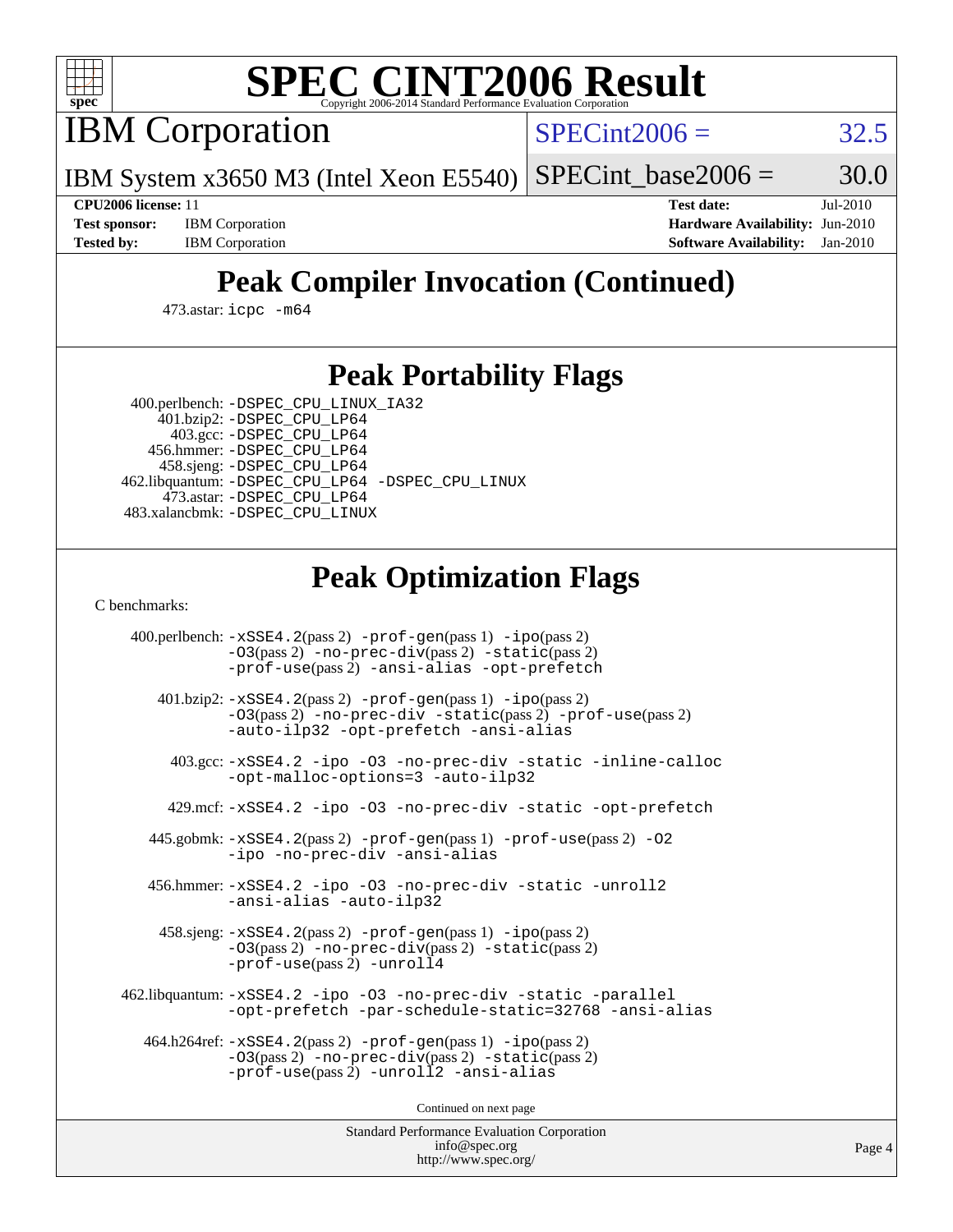# SPEC CINT2006 Result

IBM Corporation

IBM System x3650 M3 (Intel Xeon E5540)

SPECint2006 = 32.5

SPECint_base2006 = 30.0

**CPU2006 license:** 11
**Test sponsor:** IBM Corporation
**Tested by:** IBM Corporation

**Test date:** Jul-2010
**Hardware Availability:** Jun-2010
**Software Availability:** Jan-2010

## Peak Compiler Invocation (Continued)

473.astar: icpc -m64

## Peak Portability Flags

400.perlbench: -DSPEC_CPU_LINUX_IA32
401.bzip2: -DSPEC_CPU_LP64
403.gcc: -DSPEC_CPU_LP64
456.hmmer: -DSPEC_CPU_LP64
458.sjeng: -DSPEC_CPU_LP64
462.libquantum: -DSPEC_CPU_LP64 -DSPEC_CPU_LINUX
473.astar: -DSPEC_CPU_LP64
483.xalancbmk: -DSPEC_CPU_LINUX

## Peak Optimization Flags

C benchmarks:

400.perlbench: -xSSE4.2(pass 2) -prof-gen(pass 1) -ipo(pass 2) -O3(pass 2) -no-prec-div(pass 2) -static(pass 2) -prof-use(pass 2) -ansi-alias -opt-prefetch

401.bzip2: -xSSE4.2(pass 2) -prof-gen(pass 1) -ipo(pass 2) -O3(pass 2) -no-prec-div -static(pass 2) -prof-use(pass 2) -auto-ilp32 -opt-prefetch -ansi-alias

403.gcc: -xSSE4.2 -ipo -O3 -no-prec-div -static -inline-calloc -opt-malloc-options=3 -auto-ilp32

429.mcf: -xSSE4.2 -ipo -O3 -no-prec-div -static -opt-prefetch

445.gobmk: -xSSE4.2(pass 2) -prof-gen(pass 1) -prof-use(pass 2) -O2 -ipo -no-prec-div -ansi-alias

456.hmmer: -xSSE4.2 -ipo -O3 -no-prec-div -static -unroll2 -ansi-alias -auto-ilp32

458.sjeng: -xSSE4.2(pass 2) -prof-gen(pass 1) -ipo(pass 2) -O3(pass 2) -no-prec-div(pass 2) -static(pass 2) -prof-use(pass 2) -unroll4

462.libquantum: -xSSE4.2 -ipo -O3 -no-prec-div -static -parallel -opt-prefetch -par-schedule-static=32768 -ansi-alias

464.h264ref: -xSSE4.2(pass 2) -prof-gen(pass 1) -ipo(pass 2) -O3(pass 2) -no-prec-div(pass 2) -static(pass 2) -prof-use(pass 2) -unroll2 -ansi-alias

Continued on next page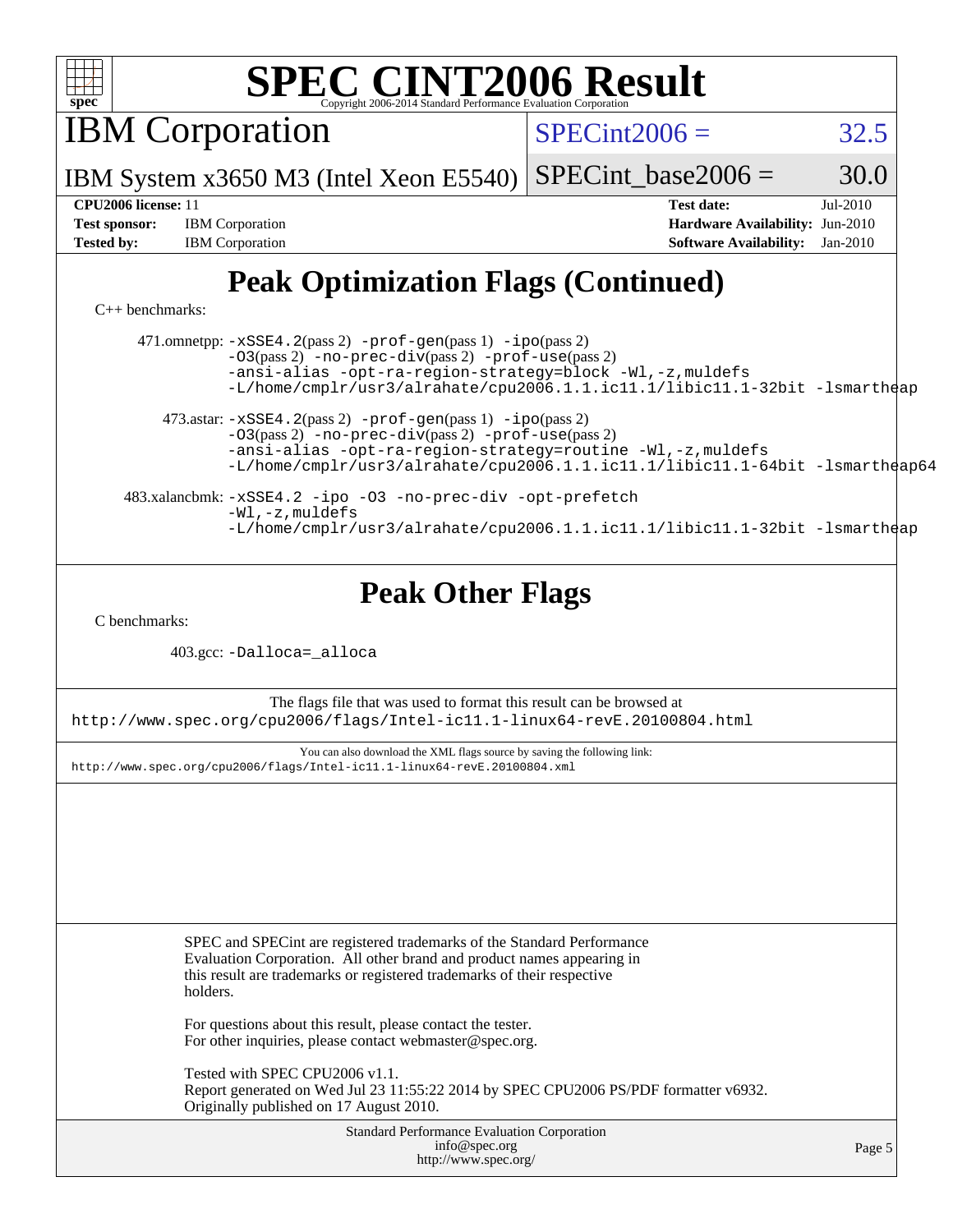# SPEC CINT2006 Result

Copyright 2006-2014 Standard Performance Evaluation Corporation

**IBM Corporation**

**IBM System x3650 M3 (Intel Xeon E5540)**

SPECint2006 = 32.5

SPECint_base2006 = 30.0

| | | | |
|---|---|---|---|
| **CPU2006 license:** 11 | | **Test date:** | Jul-2010 |
| **Test sponsor:** | IBM Corporation | **Hardware Availability:** | Jun-2010 |
| **Tested by:** | IBM Corporation | **Software Availability:** | Jan-2010 |

## Peak Optimization Flags (Continued)

C++ benchmarks:

471.omnetpp: -xSSE4.2(pass 2) -prof-gen(pass 1) -ipo(pass 2) -O3(pass 2) -no-prec-div(pass 2) -prof-use(pass 2) -ansi-alias -opt-ra-region-strategy=block -Wl,-z,muldefs -L/home/cmplr/usr3/alrahate/cpu2006.1.1.ic11.1/libic11.1-32bit -lsmartheap

473.astar: -xSSE4.2(pass 2) -prof-gen(pass 1) -ipo(pass 2) -O3(pass 2) -no-prec-div(pass 2) -prof-use(pass 2) -ansi-alias -opt-ra-region-strategy=routine -Wl,-z,muldefs -L/home/cmplr/usr3/alrahate/cpu2006.1.1.ic11.1/libic11.1-64bit -lsmartheap64

483.xalancbmk: -xSSE4.2 -ipo -O3 -no-prec-div -opt-prefetch -Wl,-z,muldefs -L/home/cmplr/usr3/alrahate/cpu2006.1.1.ic11.1/libic11.1-32bit -lsmartheap

## Peak Other Flags

C benchmarks:

403.gcc: -Dalloca=_alloca

The flags file that was used to format this result can be browsed at
http://www.spec.org/cpu2006/flags/Intel-ic11.1-linux64-revE.20100804.html

You can also download the XML flags source by saving the following link:
http://www.spec.org/cpu2006/flags/Intel-ic11.1-linux64-revE.20100804.xml

SPEC and SPECint are registered trademarks of the Standard Performance Evaluation Corporation. All other brand and product names appearing in this result are trademarks or registered trademarks of their respective holders.

For questions about this result, please contact the tester.
For other inquiries, please contact webmaster@spec.org.

Tested with SPEC CPU2006 v1.1.
Report generated on Wed Jul 23 11:55:22 2014 by SPEC CPU2006 PS/PDF formatter v6932.
Originally published on 17 August 2010.

Standard Performance Evaluation Corporation
info@spec.org
http://www.spec.org/